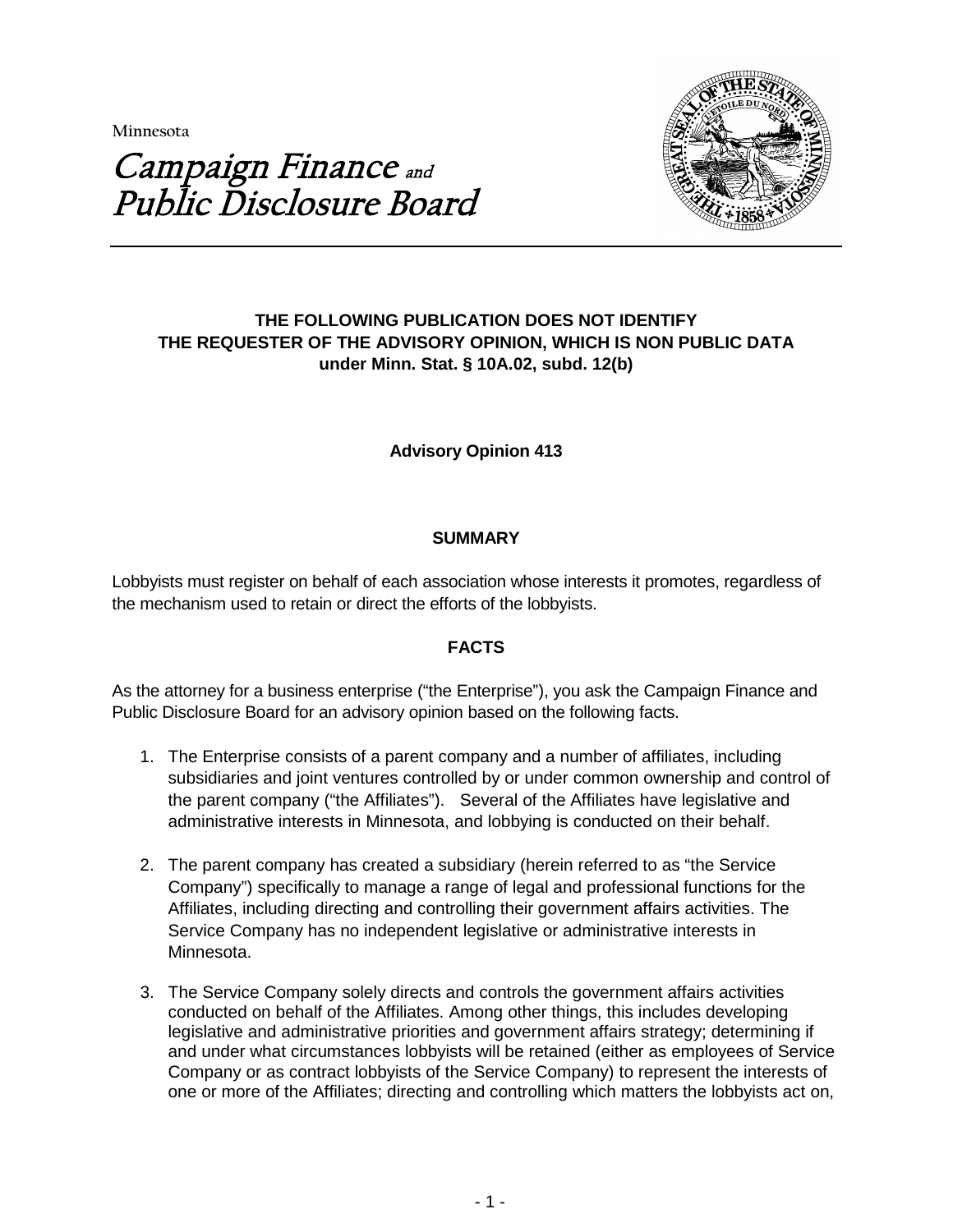Minnesota

# Campaign Finance and Public Disclosure Board

**THE FOLLOWING PUBLICATION DOES NOT IDENTIFY THE REQUESTER OF THE ADVISORY OPINION, WHICH IS NON PUBLIC DATA under Minn. Stat. § 10A.02, subd. 12(b)**

**Advisory Opinion 413**

## SUMMARY

Lobbyists must register on behalf of each association whose interests it promotes, regardless of the mechanism used to retain or direct the efforts of the lobbyists.

## FACTS

As the attorney for a business enterprise ("the Enterprise"), you ask the Campaign Finance and Public Disclosure Board for an advisory opinion based on the following facts.

1. The Enterprise consists of a parent company and a number of affiliates, including subsidiaries and joint ventures controlled by or under common ownership and control of the parent company ("the Affiliates"). Several of the Affiliates have legislative and administrative interests in Minnesota, and lobbying is conducted on their behalf.

2. The parent company has created a subsidiary (herein referred to as "the Service Company") specifically to manage a range of legal and professional functions for the Affiliates, including directing and controlling their government affairs activities. The Service Company has no independent legislative or administrative interests in Minnesota.

3. The Service Company solely directs and controls the government affairs activities conducted on behalf of the Affiliates. Among other things, this includes developing legislative and administrative priorities and government affairs strategy; determining if and under what circumstances lobbyists will be retained (either as employees of Service Company or as contract lobbyists of the Service Company) to represent the interests of one or more of the Affiliates; directing and controlling which matters the lobbyists act on,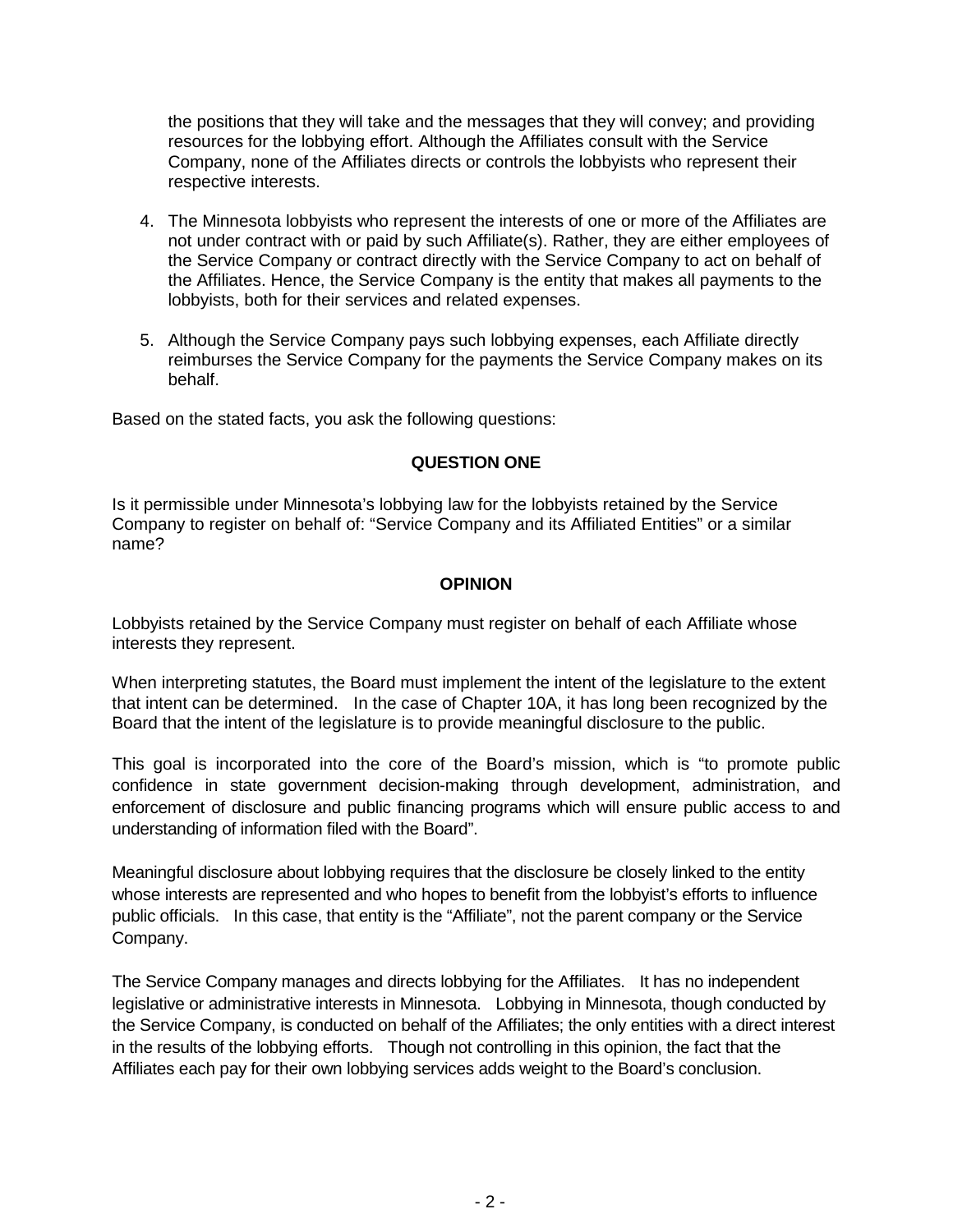the positions that they will take and the messages that they will convey; and providing resources for the lobbying effort. Although the Affiliates consult with the Service Company, none of the Affiliates directs or controls the lobbyists who represent their respective interests.

4. The Minnesota lobbyists who represent the interests of one or more of the Affiliates are not under contract with or paid by such Affiliate(s). Rather, they are either employees of the Service Company or contract directly with the Service Company to act on behalf of the Affiliates. Hence, the Service Company is the entity that makes all payments to the lobbyists, both for their services and related expenses.

5. Although the Service Company pays such lobbying expenses, each Affiliate directly reimburses the Service Company for the payments the Service Company makes on its behalf.

Based on the stated facts, you ask the following questions:

**QUESTION ONE**

Is it permissible under Minnesota's lobbying law for the lobbyists retained by the Service Company to register on behalf of: "Service Company and its Affiliated Entities" or a similar name?

**OPINION**

Lobbyists retained by the Service Company must register on behalf of each Affiliate whose interests they represent.

When interpreting statutes, the Board must implement the intent of the legislature to the extent that intent can be determined. In the case of Chapter 10A, it has long been recognized by the Board that the intent of the legislature is to provide meaningful disclosure to the public.

This goal is incorporated into the core of the Board's mission, which is "to promote public confidence in state government decision-making through development, administration, and enforcement of disclosure and public financing programs which will ensure public access to and understanding of information filed with the Board".

Meaningful disclosure about lobbying requires that the disclosure be closely linked to the entity whose interests are represented and who hopes to benefit from the lobbyist's efforts to influence public officials. In this case, that entity is the "Affiliate", not the parent company or the Service Company.

The Service Company manages and directs lobbying for the Affiliates. It has no independent legislative or administrative interests in Minnesota. Lobbying in Minnesota, though conducted by the Service Company, is conducted on behalf of the Affiliates; the only entities with a direct interest in the results of the lobbying efforts. Though not controlling in this opinion, the fact that the Affiliates each pay for their own lobbying services adds weight to the Board's conclusion.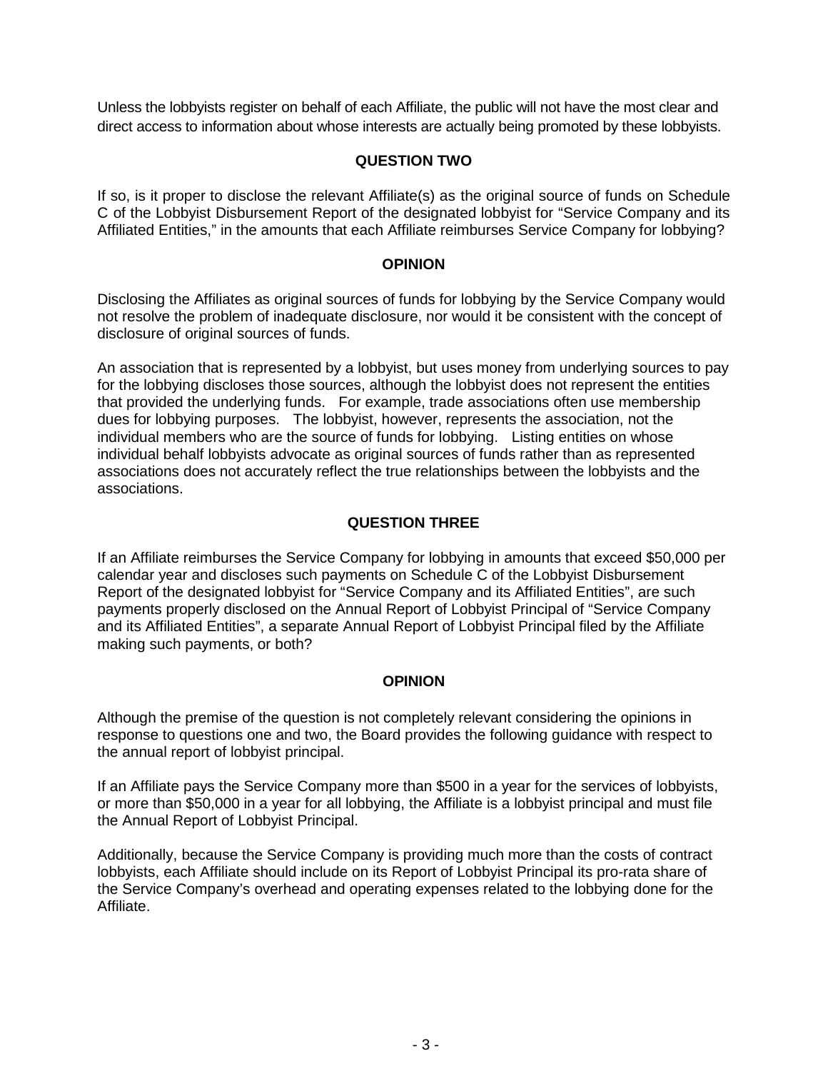Unless the lobbyists register on behalf of each Affiliate, the public will not have the most clear and direct access to information about whose interests are actually being promoted by these lobbyists.

**QUESTION TWO**

If so, is it proper to disclose the relevant Affiliate(s) as the original source of funds on Schedule C of the Lobbyist Disbursement Report of the designated lobbyist for "Service Company and its Affiliated Entities," in the amounts that each Affiliate reimburses Service Company for lobbying?

**OPINION**

Disclosing the Affiliates as original sources of funds for lobbying by the Service Company would not resolve the problem of inadequate disclosure, nor would it be consistent with the concept of disclosure of original sources of funds.

An association that is represented by a lobbyist, but uses money from underlying sources to pay for the lobbying discloses those sources, although the lobbyist does not represent the entities that provided the underlying funds. For example, trade associations often use membership dues for lobbying purposes. The lobbyist, however, represents the association, not the individual members who are the source of funds for lobbying. Listing entities on whose individual behalf lobbyists advocate as original sources of funds rather than as represented associations does not accurately reflect the true relationships between the lobbyists and the associations.

**QUESTION THREE**

If an Affiliate reimburses the Service Company for lobbying in amounts that exceed $50,000 per calendar year and discloses such payments on Schedule C of the Lobbyist Disbursement Report of the designated lobbyist for "Service Company and its Affiliated Entities", are such payments properly disclosed on the Annual Report of Lobbyist Principal of "Service Company and its Affiliated Entities", a separate Annual Report of Lobbyist Principal filed by the Affiliate making such payments, or both?

**OPINION**

Although the premise of the question is not completely relevant considering the opinions in response to questions one and two, the Board provides the following guidance with respect to the annual report of lobbyist principal.

If an Affiliate pays the Service Company more than $500 in a year for the services of lobbyists, or more than $50,000 in a year for all lobbying, the Affiliate is a lobbyist principal and must file the Annual Report of Lobbyist Principal.

Additionally, because the Service Company is providing much more than the costs of contract lobbyists, each Affiliate should include on its Report of Lobbyist Principal its pro-rata share of the Service Company's overhead and operating expenses related to the lobbying done for the Affiliate.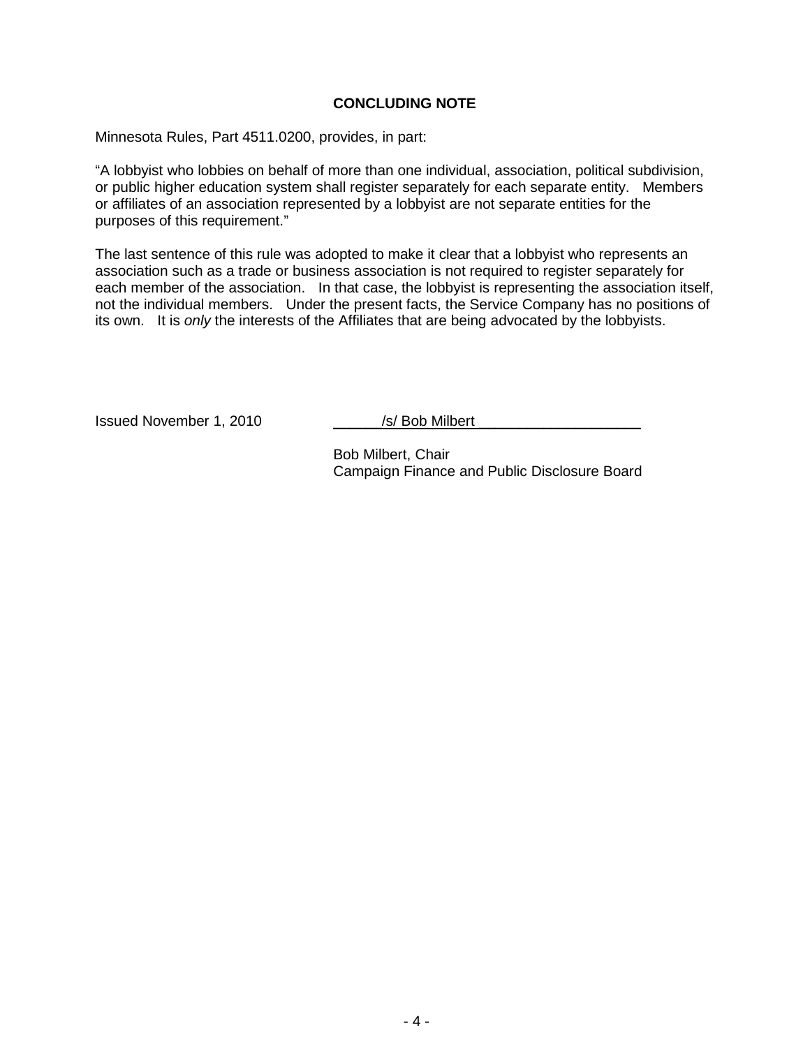## CONCLUDING NOTE

Minnesota Rules, Part 4511.0200, provides, in part:

"A lobbyist who lobbies on behalf of more than one individual, association, political subdivision, or public higher education system shall register separately for each separate entity. Members or affiliates of an association represented by a lobbyist are not separate entities for the purposes of this requirement."

The last sentence of this rule was adopted to make it clear that a lobbyist who represents an association such as a trade or business association is not required to register separately for each member of the association. In that case, the lobbyist is representing the association itself, not the individual members. Under the present facts, the Service Company has no positions of its own. It is *only* the interests of the Affiliates that are being advocated by the lobbyists.

Issued November 1, 2010

/s/ Bob Milbert

Bob Milbert, Chair
Campaign Finance and Public Disclosure Board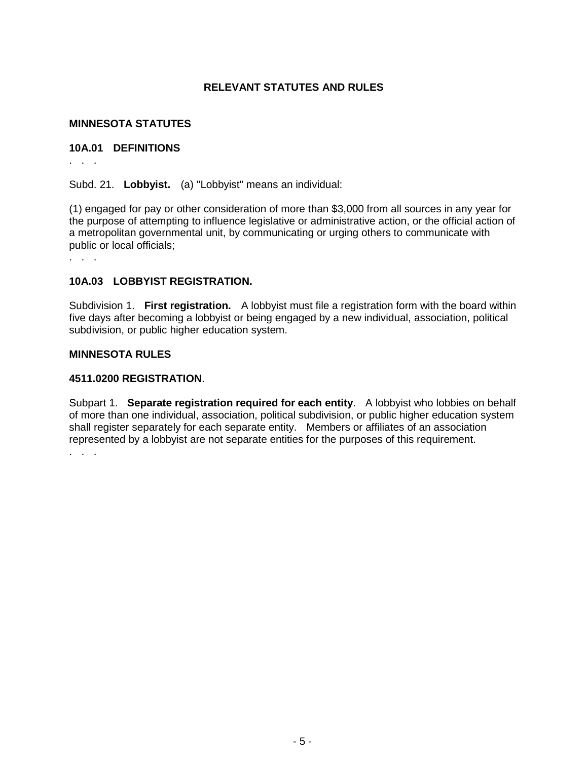# RELEVANT STATUTES AND RULES

## MINNESOTA STATUTES

### 10A.01 DEFINITIONS

. . .

Subd. 21. **Lobbyist.** (a) "Lobbyist" means an individual:

(1) engaged for pay or other consideration of more than $3,000 from all sources in any year for the purpose of attempting to influence legislative or administrative action, or the official action of a metropolitan governmental unit, by communicating or urging others to communicate with public or local officials;

. . .

### 10A.03 LOBBYIST REGISTRATION.

Subdivision 1. **First registration.** A lobbyist must file a registration form with the board within five days after becoming a lobbyist or being engaged by a new individual, association, political subdivision, or public higher education system.

## MINNESOTA RULES

### 4511.0200 REGISTRATION.

Subpart 1. **Separate registration required for each entity**. A lobbyist who lobbies on behalf of more than one individual, association, political subdivision, or public higher education system shall register separately for each separate entity. Members or affiliates of an association represented by a lobbyist are not separate entities for the purposes of this requirement.

. . .